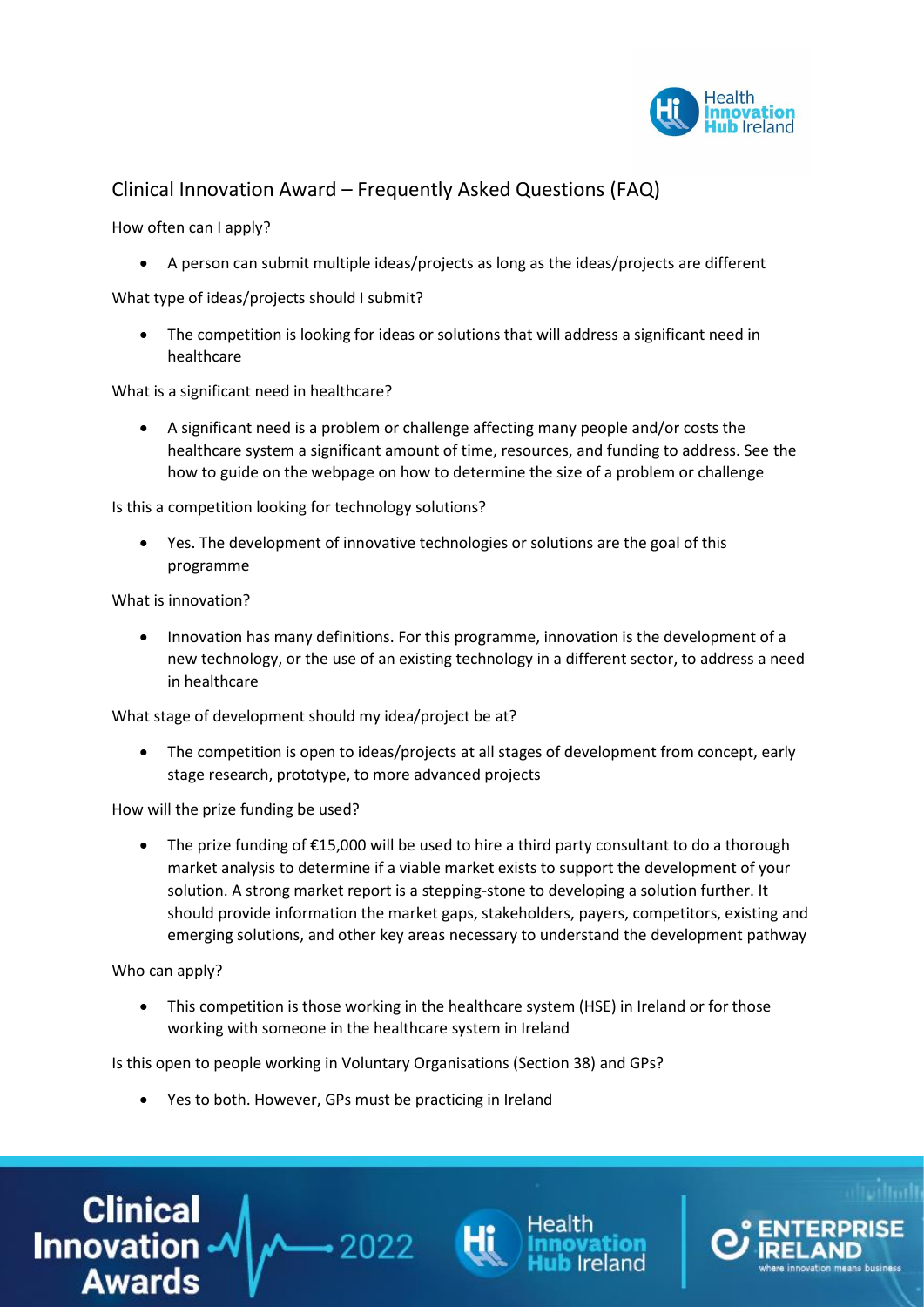# Clinical Innovation Award – Frequently Asked Questions (FAQ)

How often can I apply?

- A person can submit multiple ideas/projects as long as the ideas/projects are different

What type of ideas/projects should I submit?

- The competition is looking for ideas or solutions that will address a significant need in healthcare

What is a significant need in healthcare?

- A significant need is a problem or challenge affecting many people and/or costs the healthcare system a significant amount of time, resources, and funding to address. See the how to guide on the webpage on how to determine the size of a problem or challenge

Is this a competition looking for technology solutions?

- Yes. The development of innovative technologies or solutions are the goal of this programme

What is innovation?

- Innovation has many definitions. For this programme, innovation is the development of a new technology, or the use of an existing technology in a different sector, to address a need in healthcare

What stage of development should my idea/project be at?

- The competition is open to ideas/projects at all stages of development from concept, early stage research, prototype, to more advanced projects

How will the prize funding be used?

- The prize funding of €15,000 will be used to hire a third party consultant to do a thorough market analysis to determine if a viable market exists to support the development of your solution. A strong market report is a stepping-stone to developing a solution further. It should provide information the market gaps, stakeholders, payers, competitors, existing and emerging solutions, and other key areas necessary to understand the development pathway

Who can apply?

- This competition is those working in the healthcare system (HSE) in Ireland or for those working with someone in the healthcare system in Ireland

Is this open to people working in Voluntary Organisations (Section 38) and GPs?

- Yes to both. However, GPs must be practicing in Ireland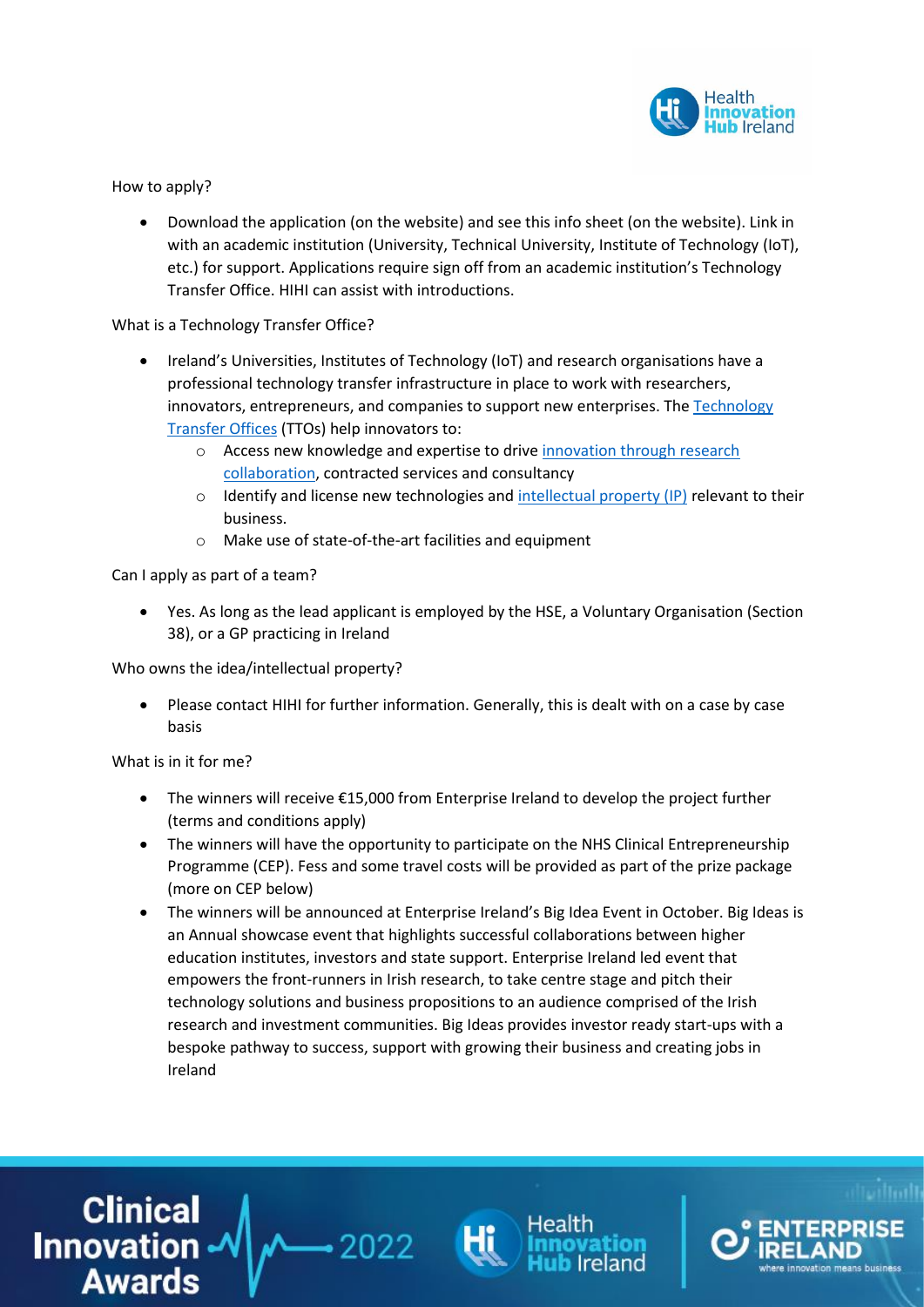How to apply?

- Download the application (on the website) and see this info sheet (on the website). Link in with an academic institution (University, Technical University, Institute of Technology (IoT), etc.) for support. Applications require sign off from an academic institution's Technology Transfer Office. HIHI can assist with introductions.

What is a Technology Transfer Office?

- Ireland's Universities, Institutes of Technology (IoT) and research organisations have a professional technology transfer infrastructure in place to work with researchers, innovators, entrepreneurs, and companies to support new enterprises. The Technology Transfer Offices (TTOs) help innovators to:
  - Access new knowledge and expertise to drive innovation through research collaboration, contracted services and consultancy
  - Identify and license new technologies and intellectual property (IP) relevant to their business.
  - Make use of state-of-the-art facilities and equipment

Can I apply as part of a team?

- Yes. As long as the lead applicant is employed by the HSE, a Voluntary Organisation (Section 38), or a GP practicing in Ireland

Who owns the idea/intellectual property?

- Please contact HIHI for further information. Generally, this is dealt with on a case by case basis

What is in it for me?

- The winners will receive €15,000 from Enterprise Ireland to develop the project further (terms and conditions apply)
- The winners will have the opportunity to participate on the NHS Clinical Entrepreneurship Programme (CEP). Fess and some travel costs will be provided as part of the prize package (more on CEP below)
- The winners will be announced at Enterprise Ireland's Big Idea Event in October. Big Ideas is an Annual showcase event that highlights successful collaborations between higher education institutes, investors and state support. Enterprise Ireland led event that empowers the front-runners in Irish research, to take centre stage and pitch their technology solutions and business propositions to an audience comprised of the Irish research and investment communities. Big Ideas provides investor ready start-ups with a bespoke pathway to success, support with growing their business and creating jobs in Ireland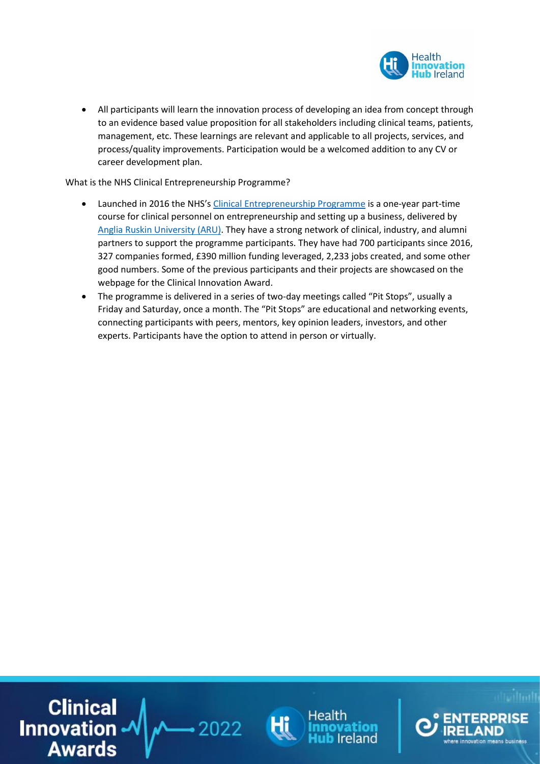- All participants will learn the innovation process of developing an idea from concept through to an evidence based value proposition for all stakeholders including clinical teams, patients, management, etc. These learnings are relevant and applicable to all projects, services, and process/quality improvements. Participation would be a welcomed addition to any CV or career development plan.

What is the NHS Clinical Entrepreneurship Programme?

- Launched in 2016 the NHS's Clinical Entrepreneurship Programme is a one-year part-time course for clinical personnel on entrepreneurship and setting up a business, delivered by Anglia Ruskin University (ARU). They have a strong network of clinical, industry, and alumni partners to support the programme participants. They have had 700 participants since 2016, 327 companies formed, £390 million funding leveraged, 2,233 jobs created, and some other good numbers. Some of the previous participants and their projects are showcased on the webpage for the Clinical Innovation Award.
- The programme is delivered in a series of two-day meetings called "Pit Stops", usually a Friday and Saturday, once a month. The "Pit Stops" are educational and networking events, connecting participants with peers, mentors, key opinion leaders, investors, and other experts. Participants have the option to attend in person or virtually.